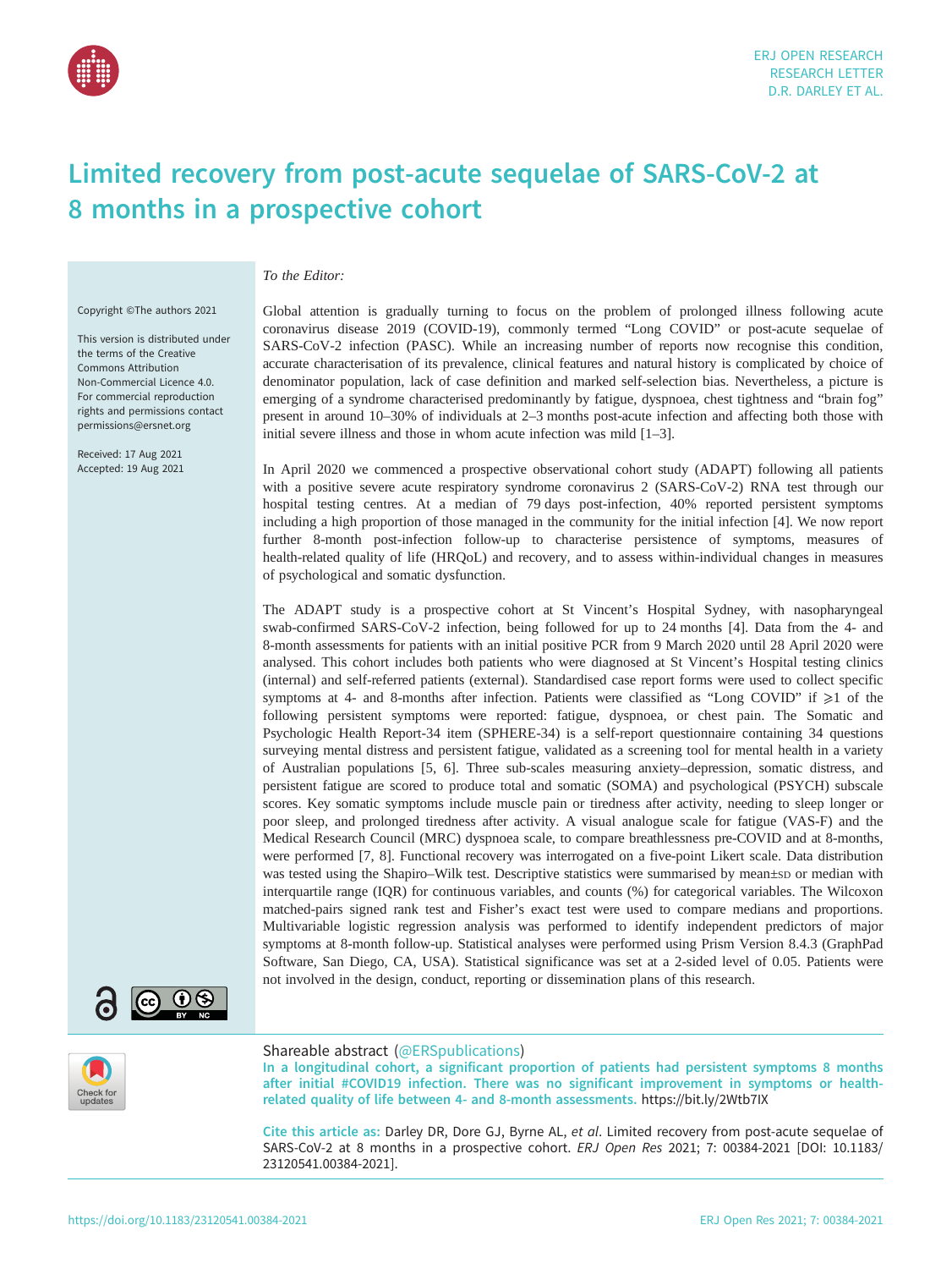# Limited recovery from post-acute sequelae of SARS-CoV-2 at 8 months in a prospective cohort

Copyright ©The authors 2021

This version is distributed under the terms of the Creative Commons Attribution Non-Commercial Licence 4.0. For commercial reproduction rights and permissions contact permissions@ersnet.org

Received: 17 Aug 2021
Accepted: 19 Aug 2021

*To the Editor:*

Global attention is gradually turning to focus on the problem of prolonged illness following acute coronavirus disease 2019 (COVID-19), commonly termed "Long COVID" or post-acute sequelae of SARS-CoV-2 infection (PASC). While an increasing number of reports now recognise this condition, accurate characterisation of its prevalence, clinical features and natural history is complicated by choice of denominator population, lack of case definition and marked self-selection bias. Nevertheless, a picture is emerging of a syndrome characterised predominantly by fatigue, dyspnoea, chest tightness and "brain fog" present in around 10–30% of individuals at 2–3 months post-acute infection and affecting both those with initial severe illness and those in whom acute infection was mild [1–3].

In April 2020 we commenced a prospective observational cohort study (ADAPT) following all patients with a positive severe acute respiratory syndrome coronavirus 2 (SARS-CoV-2) RNA test through our hospital testing centres. At a median of 79 days post-infection, 40% reported persistent symptoms including a high proportion of those managed in the community for the initial infection [4]. We now report further 8-month post-infection follow-up to characterise persistence of symptoms, measures of health-related quality of life (HRQoL) and recovery, and to assess within-individual changes in measures of psychological and somatic dysfunction.

The ADAPT study is a prospective cohort at St Vincent's Hospital Sydney, with nasopharyngeal swab-confirmed SARS-CoV-2 infection, being followed for up to 24 months [4]. Data from the 4- and 8-month assessments for patients with an initial positive PCR from 9 March 2020 until 28 April 2020 were analysed. This cohort includes both patients who were diagnosed at St Vincent's Hospital testing clinics (internal) and self-referred patients (external). Standardised case report forms were used to collect specific symptoms at 4- and 8-months after infection. Patients were classified as "Long COVID" if ⩾1 of the following persistent symptoms were reported: fatigue, dyspnoea, or chest pain. The Somatic and Psychologic Health Report-34 item (SPHERE-34) is a self-report questionnaire containing 34 questions surveying mental distress and persistent fatigue, validated as a screening tool for mental health in a variety of Australian populations [5, 6]. Three sub-scales measuring anxiety–depression, somatic distress, and persistent fatigue are scored to produce total and somatic (SOMA) and psychological (PSYCH) subscale scores. Key somatic symptoms include muscle pain or tiredness after activity, needing to sleep longer or poor sleep, and prolonged tiredness after activity. A visual analogue scale for fatigue (VAS-F) and the Medical Research Council (MRC) dyspnoea scale, to compare breathlessness pre-COVID and at 8-months, were performed [7, 8]. Functional recovery was interrogated on a five-point Likert scale. Data distribution was tested using the Shapiro–Wilk test. Descriptive statistics were summarised by mean±SD or median with interquartile range (IQR) for continuous variables, and counts (%) for categorical variables. The Wilcoxon matched-pairs signed rank test and Fisher's exact test were used to compare medians and proportions. Multivariable logistic regression analysis was performed to identify independent predictors of major symptoms at 8-month follow-up. Statistical analyses were performed using Prism Version 8.4.3 (GraphPad Software, San Diego, CA, USA). Statistical significance was set at a 2-sided level of 0.05. Patients were not involved in the design, conduct, reporting or dissemination plans of this research.

Shareable abstract (@ERSpublications)
**In a longitudinal cohort, a significant proportion of patients had persistent symptoms 8 months after initial #COVID19 infection. There was no significant improvement in symptoms or health-related quality of life between 4- and 8-month assessments.** https://bit.ly/2Wtb7IX

**Cite this article as:** Darley DR, Dore GJ, Byrne AL, *et al*. Limited recovery from post-acute sequelae of SARS-CoV-2 at 8 months in a prospective cohort. *ERJ Open Res* 2021; 7: 00384-2021 [DOI: 10.1183/23120541.00384-2021].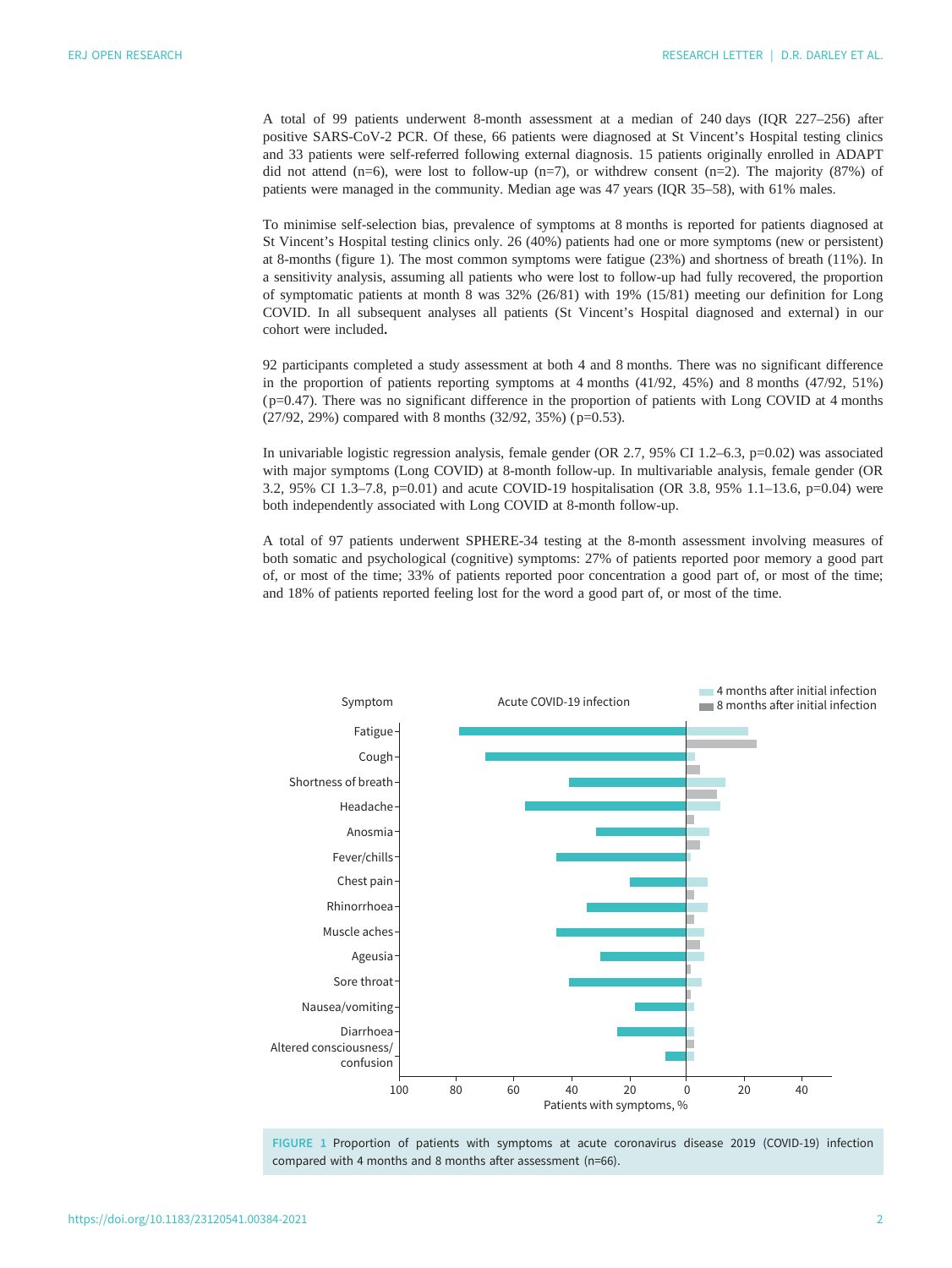A total of 99 patients underwent 8-month assessment at a median of 240 days (IQR 227–256) after positive SARS-CoV-2 PCR. Of these, 66 patients were diagnosed at St Vincent's Hospital testing clinics and 33 patients were self-referred following external diagnosis. 15 patients originally enrolled in ADAPT did not attend (n=6), were lost to follow-up (n=7), or withdrew consent (n=2). The majority (87%) of patients were managed in the community. Median age was 47 years (IQR 35–58), with 61% males.

To minimise self-selection bias, prevalence of symptoms at 8 months is reported for patients diagnosed at St Vincent's Hospital testing clinics only. 26 (40%) patients had one or more symptoms (new or persistent) at 8-months (figure 1). The most common symptoms were fatigue (23%) and shortness of breath (11%). In a sensitivity analysis, assuming all patients who were lost to follow-up had fully recovered, the proportion of symptomatic patients at month 8 was 32% (26/81) with 19% (15/81) meeting our definition for Long COVID. In all subsequent analyses all patients (St Vincent's Hospital diagnosed and external) in our cohort were included.

92 participants completed a study assessment at both 4 and 8 months. There was no significant difference in the proportion of patients reporting symptoms at 4 months (41/92, 45%) and 8 months (47/92, 51%) (p=0.47). There was no significant difference in the proportion of patients with Long COVID at 4 months (27/92, 29%) compared with 8 months (32/92, 35%) (p=0.53).

In univariable logistic regression analysis, female gender (OR 2.7, 95% CI 1.2–6.3, p=0.02) was associated with major symptoms (Long COVID) at 8-month follow-up. In multivariable analysis, female gender (OR 3.2, 95% CI 1.3–7.8, p=0.01) and acute COVID-19 hospitalisation (OR 3.8, 95% 1.1–13.6, p=0.04) were both independently associated with Long COVID at 8-month follow-up.

A total of 97 patients underwent SPHERE-34 testing at the 8-month assessment involving measures of both somatic and psychological (cognitive) symptoms: 27% of patients reported poor memory a good part of, or most of the time; 33% of patients reported poor concentration a good part of, or most of the time; and 18% of patients reported feeling lost for the word a good part of, or most of the time.

FIGURE 1 Proportion of patients with symptoms at acute coronavirus disease 2019 (COVID-19) infection compared with 4 months and 8 months after assessment (n=66).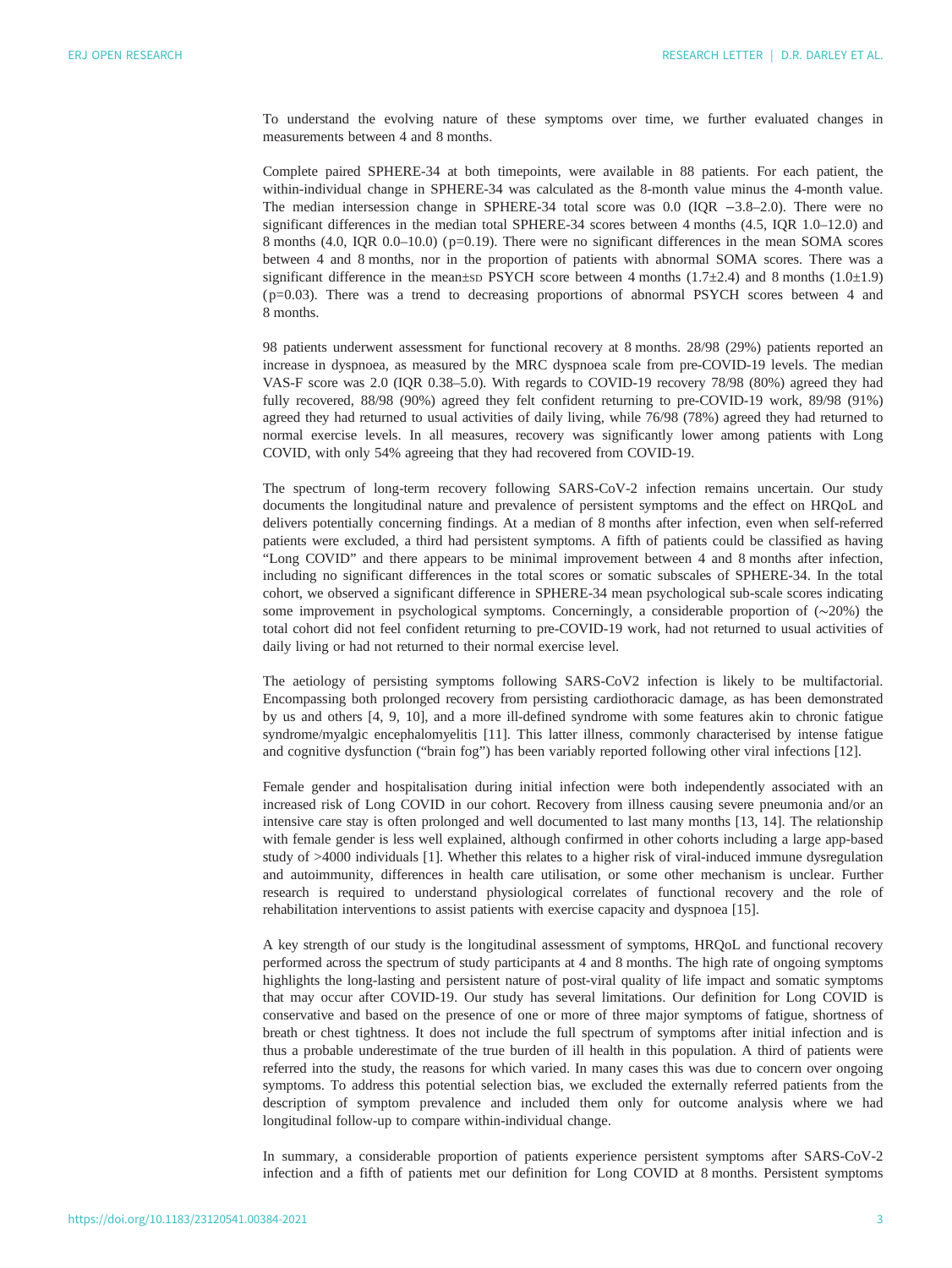To understand the evolving nature of these symptoms over time, we further evaluated changes in measurements between 4 and 8 months.

Complete paired SPHERE-34 at both timepoints, were available in 88 patients. For each patient, the within-individual change in SPHERE-34 was calculated as the 8-month value minus the 4-month value. The median intersession change in SPHERE-34 total score was 0.0 (IQR −3.8–2.0). There were no significant differences in the median total SPHERE-34 scores between 4 months (4.5, IQR 1.0–12.0) and 8 months (4.0, IQR 0.0–10.0) (p=0.19). There were no significant differences in the mean SOMA scores between 4 and 8 months, nor in the proportion of patients with abnormal SOMA scores. There was a significant difference in the mean±SD PSYCH score between 4 months (1.7±2.4) and 8 months (1.0±1.9) (p=0.03). There was a trend to decreasing proportions of abnormal PSYCH scores between 4 and 8 months.

98 patients underwent assessment for functional recovery at 8 months. 28/98 (29%) patients reported an increase in dyspnoea, as measured by the MRC dyspnoea scale from pre-COVID-19 levels. The median VAS-F score was 2.0 (IQR 0.38–5.0). With regards to COVID-19 recovery 78/98 (80%) agreed they had fully recovered, 88/98 (90%) agreed they felt confident returning to pre-COVID-19 work, 89/98 (91%) agreed they had returned to usual activities of daily living, while 76/98 (78%) agreed they had returned to normal exercise levels. In all measures, recovery was significantly lower among patients with Long COVID, with only 54% agreeing that they had recovered from COVID-19.

The spectrum of long-term recovery following SARS-CoV-2 infection remains uncertain. Our study documents the longitudinal nature and prevalence of persistent symptoms and the effect on HRQoL and delivers potentially concerning findings. At a median of 8 months after infection, even when self-referred patients were excluded, a third had persistent symptoms. A fifth of patients could be classified as having "Long COVID" and there appears to be minimal improvement between 4 and 8 months after infection, including no significant differences in the total scores or somatic subscales of SPHERE-34. In the total cohort, we observed a significant difference in SPHERE-34 mean psychological sub-scale scores indicating some improvement in psychological symptoms. Concerningly, a considerable proportion of (∼20%) the total cohort did not feel confident returning to pre-COVID-19 work, had not returned to usual activities of daily living or had not returned to their normal exercise level.

The aetiology of persisting symptoms following SARS-CoV2 infection is likely to be multifactorial. Encompassing both prolonged recovery from persisting cardiothoracic damage, as has been demonstrated by us and others [4, 9, 10], and a more ill-defined syndrome with some features akin to chronic fatigue syndrome/myalgic encephalomyelitis [11]. This latter illness, commonly characterised by intense fatigue and cognitive dysfunction ("brain fog") has been variably reported following other viral infections [12].

Female gender and hospitalisation during initial infection were both independently associated with an increased risk of Long COVID in our cohort. Recovery from illness causing severe pneumonia and/or an intensive care stay is often prolonged and well documented to last many months [13, 14]. The relationship with female gender is less well explained, although confirmed in other cohorts including a large app-based study of >4000 individuals [1]. Whether this relates to a higher risk of viral-induced immune dysregulation and autoimmunity, differences in health care utilisation, or some other mechanism is unclear. Further research is required to understand physiological correlates of functional recovery and the role of rehabilitation interventions to assist patients with exercise capacity and dyspnoea [15].

A key strength of our study is the longitudinal assessment of symptoms, HRQoL and functional recovery performed across the spectrum of study participants at 4 and 8 months. The high rate of ongoing symptoms highlights the long-lasting and persistent nature of post-viral quality of life impact and somatic symptoms that may occur after COVID-19. Our study has several limitations. Our definition for Long COVID is conservative and based on the presence of one or more of three major symptoms of fatigue, shortness of breath or chest tightness. It does not include the full spectrum of symptoms after initial infection and is thus a probable underestimate of the true burden of ill health in this population. A third of patients were referred into the study, the reasons for which varied. In many cases this was due to concern over ongoing symptoms. To address this potential selection bias, we excluded the externally referred patients from the description of symptom prevalence and included them only for outcome analysis where we had longitudinal follow-up to compare within-individual change.

In summary, a considerable proportion of patients experience persistent symptoms after SARS-CoV-2 infection and a fifth of patients met our definition for Long COVID at 8 months. Persistent symptoms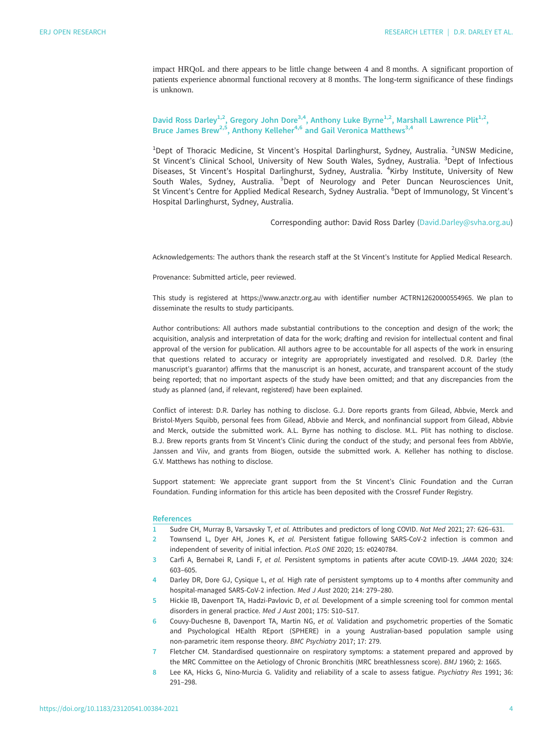impact HRQoL and there appears to be little change between 4 and 8 months. A significant proportion of patients experience abnormal functional recovery at 8 months. The long-term significance of these findings is unknown.

**David Ross Darley[1,2], Gregory John Dore[3,4], Anthony Luke Byrne[1,2], Marshall Lawrence Plit[1,2], Bruce James Brew[2,5], Anthony Kelleher[4,6] and Gail Veronica Matthews[3,4]**

[1]Dept of Thoracic Medicine, St Vincent's Hospital Darlinghurst, Sydney, Australia. [2]UNSW Medicine, St Vincent's Clinical School, University of New South Wales, Sydney, Australia. [3]Dept of Infectious Diseases, St Vincent's Hospital Darlinghurst, Sydney, Australia. [4]Kirby Institute, University of New South Wales, Sydney, Australia. [5]Dept of Neurology and Peter Duncan Neurosciences Unit, St Vincent's Centre for Applied Medical Research, Sydney Australia. [6]Dept of Immunology, St Vincent's Hospital Darlinghurst, Sydney, Australia.

Corresponding author: David Ross Darley (David.Darley@svha.org.au)

Acknowledgements: The authors thank the research staff at the St Vincent's Institute for Applied Medical Research.

Provenance: Submitted article, peer reviewed.

This study is registered at https://www.anzctr.org.au with identifier number ACTRN12620000554965. We plan to disseminate the results to study participants.

Author contributions: All authors made substantial contributions to the conception and design of the work; the acquisition, analysis and interpretation of data for the work; drafting and revision for intellectual content and final approval of the version for publication. All authors agree to be accountable for all aspects of the work in ensuring that questions related to accuracy or integrity are appropriately investigated and resolved. D.R. Darley (the manuscript's guarantor) affirms that the manuscript is an honest, accurate, and transparent account of the study being reported; that no important aspects of the study have been omitted; and that any discrepancies from the study as planned (and, if relevant, registered) have been explained.

Conflict of interest: D.R. Darley has nothing to disclose. G.J. Dore reports grants from Gilead, Abbvie, Merck and Bristol-Myers Squibb, personal fees from Gilead, Abbvie and Merck, and nonfinancial support from Gilead, Abbvie and Merck, outside the submitted work. A.L. Byrne has nothing to disclose. M.L. Plit has nothing to disclose. B.J. Brew reports grants from St Vincent's Clinic during the conduct of the study; and personal fees from AbbVie, Janssen and Viiv, and grants from Biogen, outside the submitted work. A. Kelleher has nothing to disclose. G.V. Matthews has nothing to disclose.

Support statement: We appreciate grant support from the St Vincent's Clinic Foundation and the Curran Foundation. Funding information for this article has been deposited with the Crossref Funder Registry.

## References

1. Sudre CH, Murray B, Varsavsky T, *et al.* Attributes and predictors of long COVID. *Nat Med* 2021; 27: 626–631.
2. Townsend L, Dyer AH, Jones K, *et al.* Persistent fatigue following SARS-CoV-2 infection is common and independent of severity of initial infection. *PLoS ONE* 2020; 15: e0240784.
3. Carfì A, Bernabei R, Landi F, *et al.* Persistent symptoms in patients after acute COVID-19. *JAMA* 2020; 324: 603–605.
4. Darley DR, Dore GJ, Cysique L, *et al.* High rate of persistent symptoms up to 4 months after community and hospital-managed SARS-CoV-2 infection. *Med J Aust* 2020; 214: 279–280.
5. Hickie IB, Davenport TA, Hadzi-Pavlovic D, *et al.* Development of a simple screening tool for common mental disorders in general practice. *Med J Aust* 2001; 175: S10–S17.
6. Couvy-Duchesne B, Davenport TA, Martin NG, *et al.* Validation and psychometric properties of the Somatic and Psychological HEalth REport (SPHERE) in a young Australian-based population sample using non-parametric item response theory. *BMC Psychiatry* 2017; 17: 279.
7. Fletcher CM. Standardised questionnaire on respiratory symptoms: a statement prepared and approved by the MRC Committee on the Aetiology of Chronic Bronchitis (MRC breathlessness score). *BMJ* 1960; 2: 1665.
8. Lee KA, Hicks G, Nino-Murcia G. Validity and reliability of a scale to assess fatigue. *Psychiatry Res* 1991; 36: 291–298.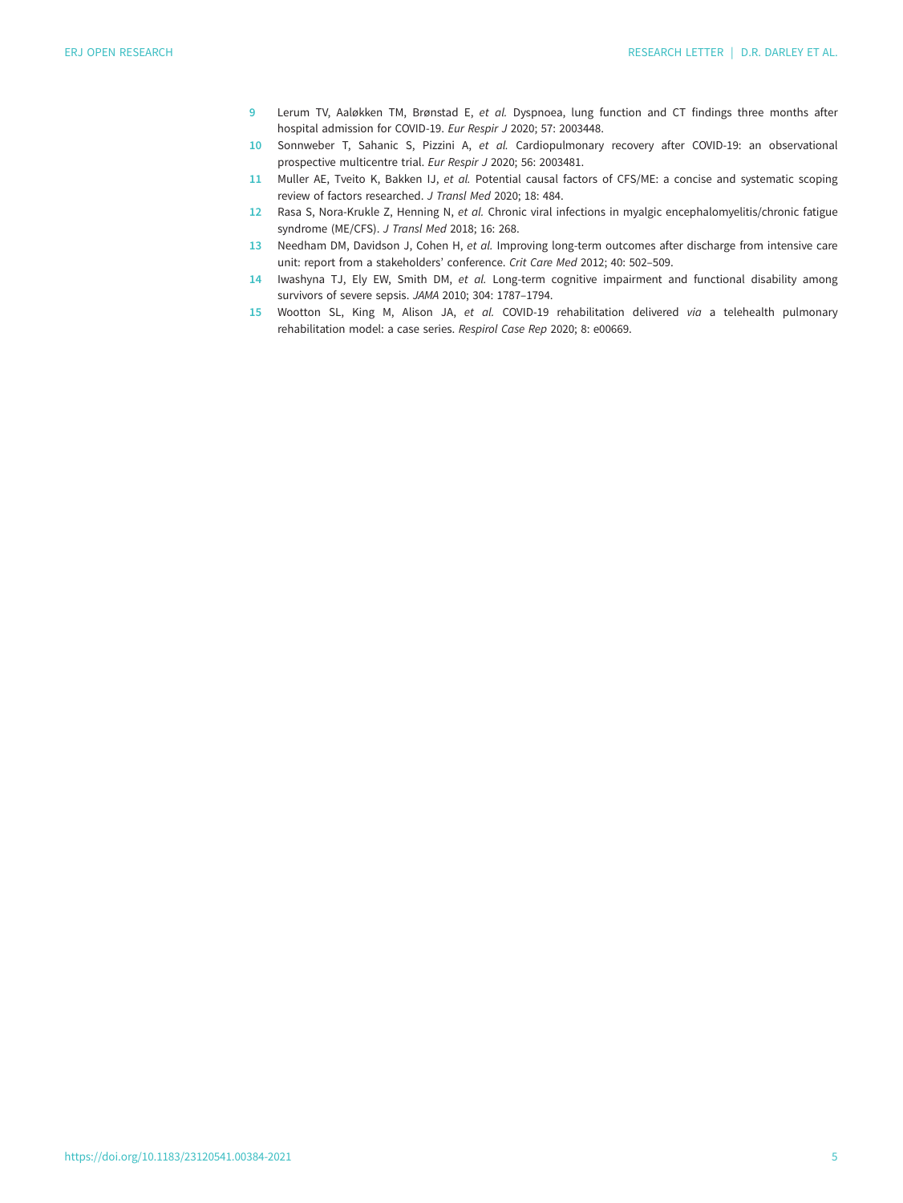9 Lerum TV, Aaløkken TM, Brønstad E, *et al.* Dyspnoea, lung function and CT findings three months after hospital admission for COVID-19. *Eur Respir J* 2020; 57: 2003448.

10 Sonnweber T, Sahanic S, Pizzini A, *et al.* Cardiopulmonary recovery after COVID-19: an observational prospective multicentre trial. *Eur Respir J* 2020; 56: 2003481.

11 Muller AE, Tveito K, Bakken IJ, *et al.* Potential causal factors of CFS/ME: a concise and systematic scoping review of factors researched. *J Transl Med* 2020; 18: 484.

12 Rasa S, Nora-Krukle Z, Henning N, *et al.* Chronic viral infections in myalgic encephalomyelitis/chronic fatigue syndrome (ME/CFS). *J Transl Med* 2018; 16: 268.

13 Needham DM, Davidson J, Cohen H, *et al.* Improving long-term outcomes after discharge from intensive care unit: report from a stakeholders' conference. *Crit Care Med* 2012; 40: 502–509.

14 Iwashyna TJ, Ely EW, Smith DM, *et al.* Long-term cognitive impairment and functional disability among survivors of severe sepsis. *JAMA* 2010; 304: 1787–1794.

15 Wootton SL, King M, Alison JA, *et al.* COVID-19 rehabilitation delivered *via* a telehealth pulmonary rehabilitation model: a case series. *Respirol Case Rep* 2020; 8: e00669.